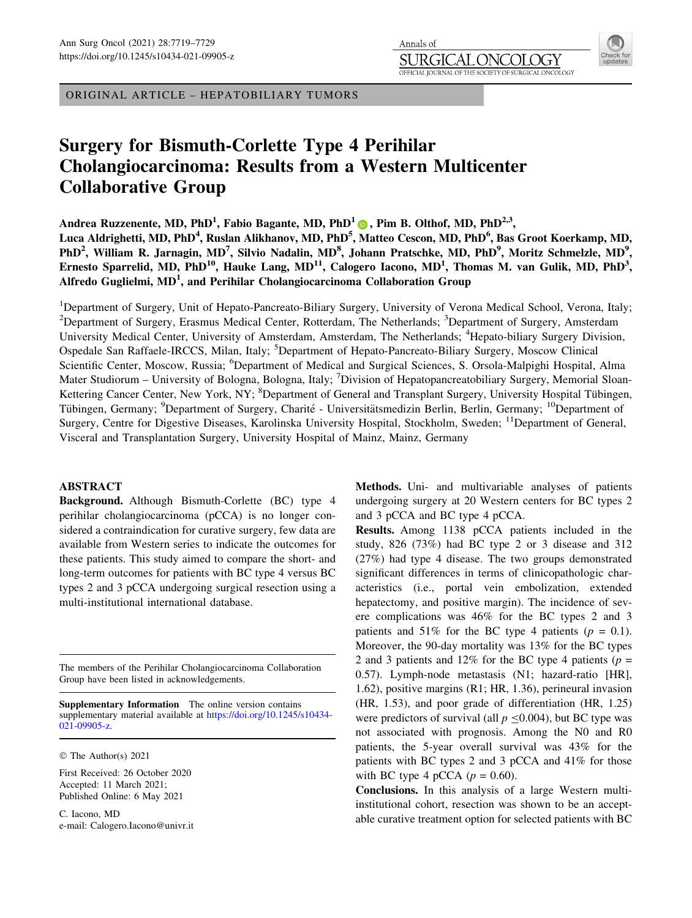ORIGINAL ARTICLE – HEPATOBILIARY TUMORS

# Surgery for Bismuth-Corlette Type 4 Perihilar Cholangiocarcinoma: Results from a Western Multicenter Collaborative Group

**Andrea Ruzzenente, MD, PhD[1], Fabio Bagante, MD, PhD[1], Pim B. Olthof, MD, PhD[2,3], Luca Aldrighetti, MD, PhD[4], Ruslan Alikhanov, MD, PhD[5], Matteo Cescon, MD, PhD[6], Bas Groot Koerkamp, MD, PhD[2], William R. Jarnagin, MD[7], Silvio Nadalin, MD[8], Johann Pratschke, MD, PhD[9], Moritz Schmelzle, MD[9], Ernesto Sparrelid, MD, PhD[10], Hauke Lang, MD[11], Calogero Iacono, MD[1], Thomas M. van Gulik, MD, PhD[3], Alfredo Guglielmi, MD[1], and Perihilar Cholangiocarcinoma Collaboration Group**

[1]Department of Surgery, Unit of Hepato-Pancreato-Biliary Surgery, University of Verona Medical School, Verona, Italy; [2]Department of Surgery, Erasmus Medical Center, Rotterdam, The Netherlands; [3]Department of Surgery, Amsterdam University Medical Center, University of Amsterdam, Amsterdam, The Netherlands; [4]Hepato-biliary Surgery Division, Ospedale San Raffaele-IRCCS, Milan, Italy; [5]Department of Hepato-Pancreato-Biliary Surgery, Moscow Clinical Scientific Center, Moscow, Russia; [6]Department of Medical and Surgical Sciences, S. Orsola-Malpighi Hospital, Alma Mater Studiorum – University of Bologna, Bologna, Italy; [7]Division of Hepatopancreatobiliary Surgery, Memorial Sloan-Kettering Cancer Center, New York, NY; [8]Department of General and Transplant Surgery, University Hospital Tübingen, Tübingen, Germany; [9]Department of Surgery, Charité - Universitätsmedizin Berlin, Berlin, Germany; [10]Department of Surgery, Centre for Digestive Diseases, Karolinska University Hospital, Stockholm, Sweden; [11]Department of General, Visceral and Transplantation Surgery, University Hospital of Mainz, Mainz, Germany

## ABSTRACT

**Background.** Although Bismuth-Corlette (BC) type 4 perihilar cholangiocarcinoma (pCCA) is no longer considered a contraindication for curative surgery, few data are available from Western series to indicate the outcomes for these patients. This study aimed to compare the short- and long-term outcomes for patients with BC type 4 versus BC types 2 and 3 pCCA undergoing surgical resection using a multi-institutional international database.

**Methods.** Uni- and multivariable analyses of patients undergoing surgery at 20 Western centers for BC types 2 and 3 pCCA and BC type 4 pCCA.

**Results.** Among 1138 pCCA patients included in the study, 826 (73%) had BC type 2 or 3 disease and 312 (27%) had type 4 disease. The two groups demonstrated significant differences in terms of clinicopathologic characteristics (i.e., portal vein embolization, extended hepatectomy, and positive margin). The incidence of severe complications was 46% for the BC types 2 and 3 patients and 51% for the BC type 4 patients ($p$ = 0.1). Moreover, the 90-day mortality was 13% for the BC types 2 and 3 patients and 12% for the BC type 4 patients ($p$ = 0.57). Lymph-node metastasis (N1; hazard-ratio [HR], 1.62), positive margins (R1; HR, 1.36), perineural invasion (HR, 1.53), and poor grade of differentiation (HR, 1.25) were predictors of survival (all $p \leq 0.004$), but BC type was not associated with prognosis. Among the N0 and R0 patients, the 5-year overall survival was 43% for the patients with BC types 2 and 3 pCCA and 41% for those with BC type 4 pCCA ($p$ = 0.60).

**Conclusions.** In this analysis of a large Western multi-institutional cohort, resection was shown to be an acceptable curative treatment option for selected patients with BC

The members of the Perihilar Cholangiocarcinoma Collaboration Group have been listed in acknowledgements.

**Supplementary Information** The online version contains supplementary material available at https://doi.org/10.1245/s10434-021-09905-z.

© The Author(s) 2021

First Received: 26 October 2020
Accepted: 11 March 2021;
Published Online: 6 May 2021

C. Iacono, MD
e-mail: Calogero.Iacono@univr.it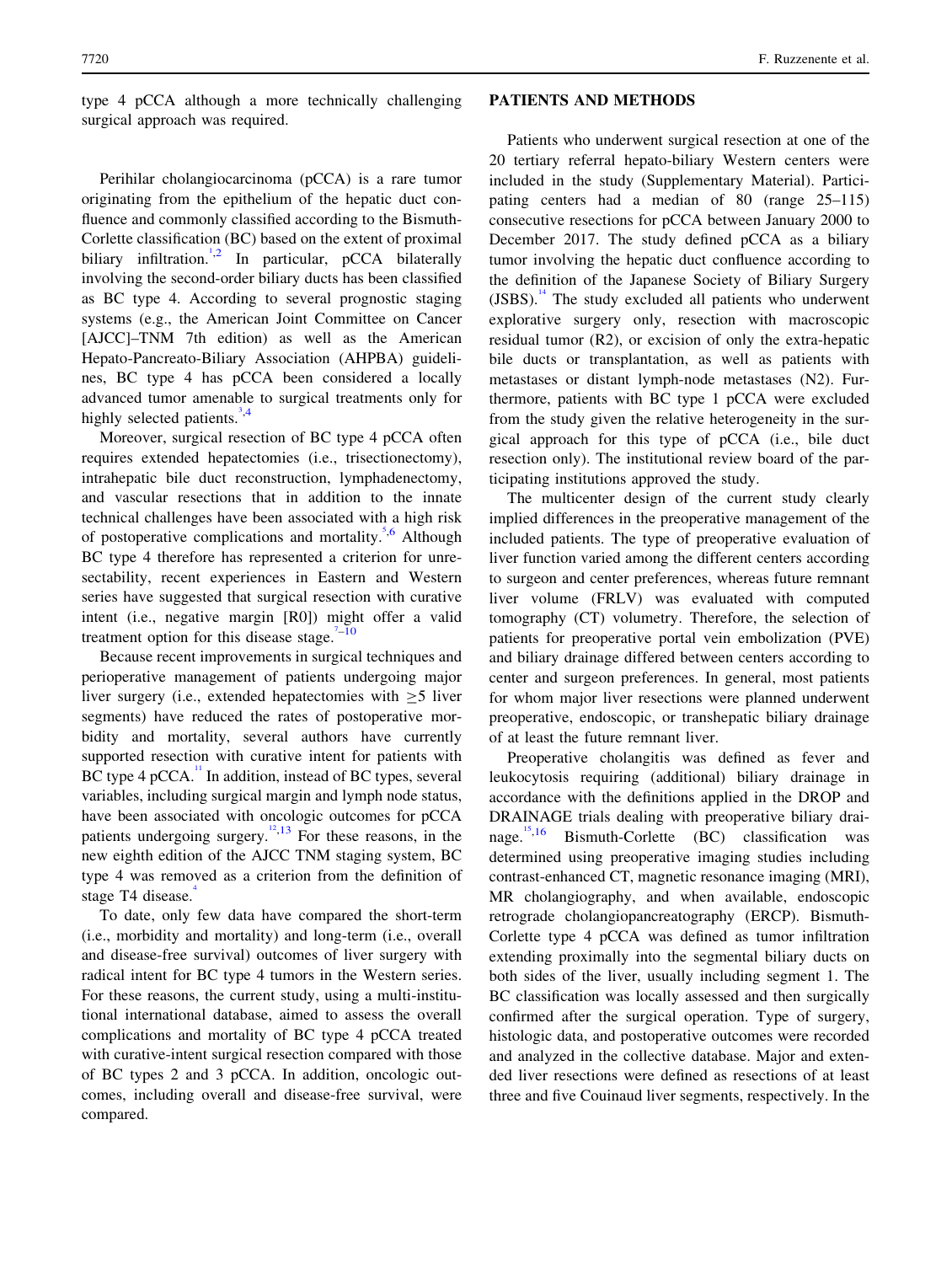type 4 pCCA although a more technically challenging surgical approach was required.

Perihilar cholangiocarcinoma (pCCA) is a rare tumor originating from the epithelium of the hepatic duct confluence and commonly classified according to the Bismuth-Corlette classification (BC) based on the extent of proximal biliary infiltration.[1,2] In particular, pCCA bilaterally involving the second-order biliary ducts has been classified as BC type 4. According to several prognostic staging systems (e.g., the American Joint Committee on Cancer [AJCC]–TNM 7th edition) as well as the American Hepato-Pancreato-Biliary Association (AHPBA) guidelines, BC type 4 has pCCA been considered a locally advanced tumor amenable to surgical treatments only for highly selected patients.[3,4]

Moreover, surgical resection of BC type 4 pCCA often requires extended hepatectomies (i.e., trisectionectomy), intrahepatic bile duct reconstruction, lymphadenectomy, and vascular resections that in addition to the innate technical challenges have been associated with a high risk of postoperative complications and mortality.[5,6] Although BC type 4 therefore has represented a criterion for unresectability, recent experiences in Eastern and Western series have suggested that surgical resection with curative intent (i.e., negative margin [R0]) might offer a valid treatment option for this disease stage.[7–10]

Because recent improvements in surgical techniques and perioperative management of patients undergoing major liver surgery (i.e., extended hepatectomies with $\geq$5 liver segments) have reduced the rates of postoperative morbidity and mortality, several authors have currently supported resection with curative intent for patients with BC type 4 pCCA.[11] In addition, instead of BC types, several variables, including surgical margin and lymph node status, have been associated with oncologic outcomes for pCCA patients undergoing surgery.[12,13] For these reasons, in the new eighth edition of the AJCC TNM staging system, BC type 4 was removed as a criterion from the definition of stage T4 disease.[4]

To date, only few data have compared the short-term (i.e., morbidity and mortality) and long-term (i.e., overall and disease-free survival) outcomes of liver surgery with radical intent for BC type 4 tumors in the Western series. For these reasons, the current study, using a multi-institutional international database, aimed to assess the overall complications and mortality of BC type 4 pCCA treated with curative-intent surgical resection compared with those of BC types 2 and 3 pCCA. In addition, oncologic outcomes, including overall and disease-free survival, were compared.

## PATIENTS AND METHODS

Patients who underwent surgical resection at one of the 20 tertiary referral hepato-biliary Western centers were included in the study (Supplementary Material). Participating centers had a median of 80 (range 25–115) consecutive resections for pCCA between January 2000 to December 2017. The study defined pCCA as a biliary tumor involving the hepatic duct confluence according to the definition of the Japanese Society of Biliary Surgery (JSBS).[14] The study excluded all patients who underwent explorative surgery only, resection with macroscopic residual tumor (R2), or excision of only the extra-hepatic bile ducts or transplantation, as well as patients with metastases or distant lymph-node metastases (N2). Furthermore, patients with BC type 1 pCCA were excluded from the study given the relative heterogeneity in the surgical approach for this type of pCCA (i.e., bile duct resection only). The institutional review board of the participating institutions approved the study.

The multicenter design of the current study clearly implied differences in the preoperative management of the included patients. The type of preoperative evaluation of liver function varied among the different centers according to surgeon and center preferences, whereas future remnant liver volume (FRLV) was evaluated with computed tomography (CT) volumetry. Therefore, the selection of patients for preoperative portal vein embolization (PVE) and biliary drainage differed between centers according to center and surgeon preferences. In general, most patients for whom major liver resections were planned underwent preoperative, endoscopic, or transhepatic biliary drainage of at least the future remnant liver.

Preoperative cholangitis was defined as fever and leukocytosis requiring (additional) biliary drainage in accordance with the definitions applied in the DROP and DRAINAGE trials dealing with preoperative biliary drainage.[15,16] Bismuth-Corlette (BC) classification was determined using preoperative imaging studies including contrast-enhanced CT, magnetic resonance imaging (MRI), MR cholangiography, and when available, endoscopic retrograde cholangiopancreatography (ERCP). Bismuth-Corlette type 4 pCCA was defined as tumor infiltration extending proximally into the segmental biliary ducts on both sides of the liver, usually including segment 1. The BC classification was locally assessed and then surgically confirmed after the surgical operation. Type of surgery, histologic data, and postoperative outcomes were recorded and analyzed in the collective database. Major and extended liver resections were defined as resections of at least three and five Couinaud liver segments, respectively. In the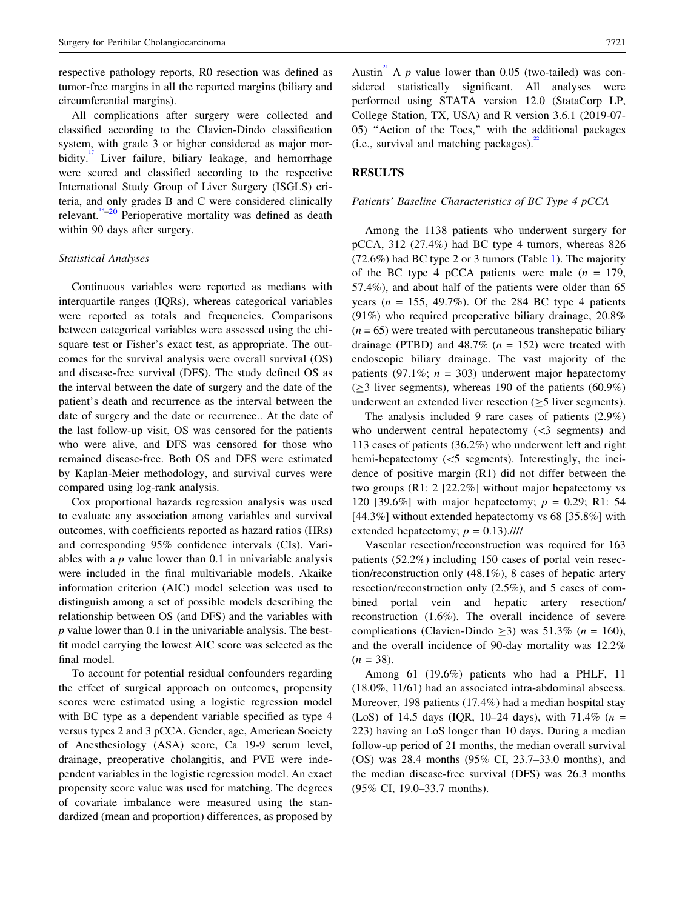respective pathology reports, R0 resection was defined as tumor-free margins in all the reported margins (biliary and circumferential margins).

All complications after surgery were collected and classified according to the Clavien-Dindo classification system, with grade 3 or higher considered as major morbidity.[17] Liver failure, biliary leakage, and hemorrhage were scored and classified according to the respective International Study Group of Liver Surgery (ISGLS) criteria, and only grades B and C were considered clinically relevant.[18–20] Perioperative mortality was defined as death within 90 days after surgery.

### Statistical Analyses

Continuous variables were reported as medians with interquartile ranges (IQRs), whereas categorical variables were reported as totals and frequencies. Comparisons between categorical variables were assessed using the chi-square test or Fisher's exact test, as appropriate. The outcomes for the survival analysis were overall survival (OS) and disease-free survival (DFS). The study defined OS as the interval between the date of surgery and the date of the patient's death and recurrence as the interval between the date of surgery and the date or recurrence.. At the date of the last follow-up visit, OS was censored for the patients who were alive, and DFS was censored for those who remained disease-free. Both OS and DFS were estimated by Kaplan-Meier methodology, and survival curves were compared using log-rank analysis.

Cox proportional hazards regression analysis was used to evaluate any association among variables and survival outcomes, with coefficients reported as hazard ratios (HRs) and corresponding 95% confidence intervals (CIs). Variables with a *p* value lower than 0.1 in univariable analysis were included in the final multivariable models. Akaike information criterion (AIC) model selection was used to distinguish among a set of possible models describing the relationship between OS (and DFS) and the variables with *p* value lower than 0.1 in the univariable analysis. The best-fit model carrying the lowest AIC score was selected as the final model.

To account for potential residual confounders regarding the effect of surgical approach on outcomes, propensity scores were estimated using a logistic regression model with BC type as a dependent variable specified as type 4 versus types 2 and 3 pCCA. Gender, age, American Society of Anesthesiology (ASA) score, Ca 19-9 serum level, drainage, preoperative cholangitis, and PVE were independent variables in the logistic regression model. An exact propensity score value was used for matching. The degrees of covariate imbalance were measured using the standardized (mean and proportion) differences, as proposed by Austin[21] A *p* value lower than 0.05 (two-tailed) was considered statistically significant. All analyses were performed using STATA version 12.0 (StataCorp LP, College Station, TX, USA) and R version 3.6.1 (2019-07-05) "Action of the Toes," with the additional packages (i.e., survival and matching packages).[22]

## RESULTS

### Patients' Baseline Characteristics of BC Type 4 pCCA

Among the 1138 patients who underwent surgery for pCCA, 312 (27.4%) had BC type 4 tumors, whereas 826 (72.6%) had BC type 2 or 3 tumors (Table 1). The majority of the BC type 4 pCCA patients were male ($n$ = 179, 57.4%), and about half of the patients were older than 65 years ($n$ = 155, 49.7%). Of the 284 BC type 4 patients (91%) who required preoperative biliary drainage, 20.8% ($n$ = 65) were treated with percutaneous transhepatic biliary drainage (PTBD) and 48.7% ($n$ = 152) were treated with endoscopic biliary drainage. The vast majority of the patients (97.1%; $n$ = 303) underwent major hepatectomy ($\geq$3 liver segments), whereas 190 of the patients (60.9%) underwent an extended liver resection ($\geq$5 liver segments).

The analysis included 9 rare cases of patients (2.9%) who underwent central hepatectomy (<3 segments) and 113 cases of patients (36.2%) who underwent left and right hemi-hepatectomy (<5 segments). Interestingly, the incidence of positive margin (R1) did not differ between the two groups (R1: 2 [22.2%] without major hepatectomy vs 120 [39.6%] with major hepatectomy; $p$ = 0.29; R1: 54 [44.3%] without extended hepatectomy vs 68 [35.8%] with extended hepatectomy; $p$ = 0.13).////

Vascular resection/reconstruction was required for 163 patients (52.2%) including 150 cases of portal vein resection/reconstruction only (48.1%), 8 cases of hepatic artery resection/reconstruction only (2.5%), and 5 cases of combined portal vein and hepatic artery resection/reconstruction (1.6%). The overall incidence of severe complications (Clavien-Dindo $\geq$3) was 51.3% ($n$ = 160), and the overall incidence of 90-day mortality was 12.2% ($n$ = 38).

Among 61 (19.6%) patients who had a PHLF, 11 (18.0%, 11/61) had an associated intra-abdominal abscess. Moreover, 198 patients (17.4%) had a median hospital stay (LoS) of 14.5 days (IQR, 10–24 days), with 71.4% ($n$ = 223) having an LoS longer than 10 days. During a median follow-up period of 21 months, the median overall survival (OS) was 28.4 months (95% CI, 23.7–33.0 months), and the median disease-free survival (DFS) was 26.3 months (95% CI, 19.0–33.7 months).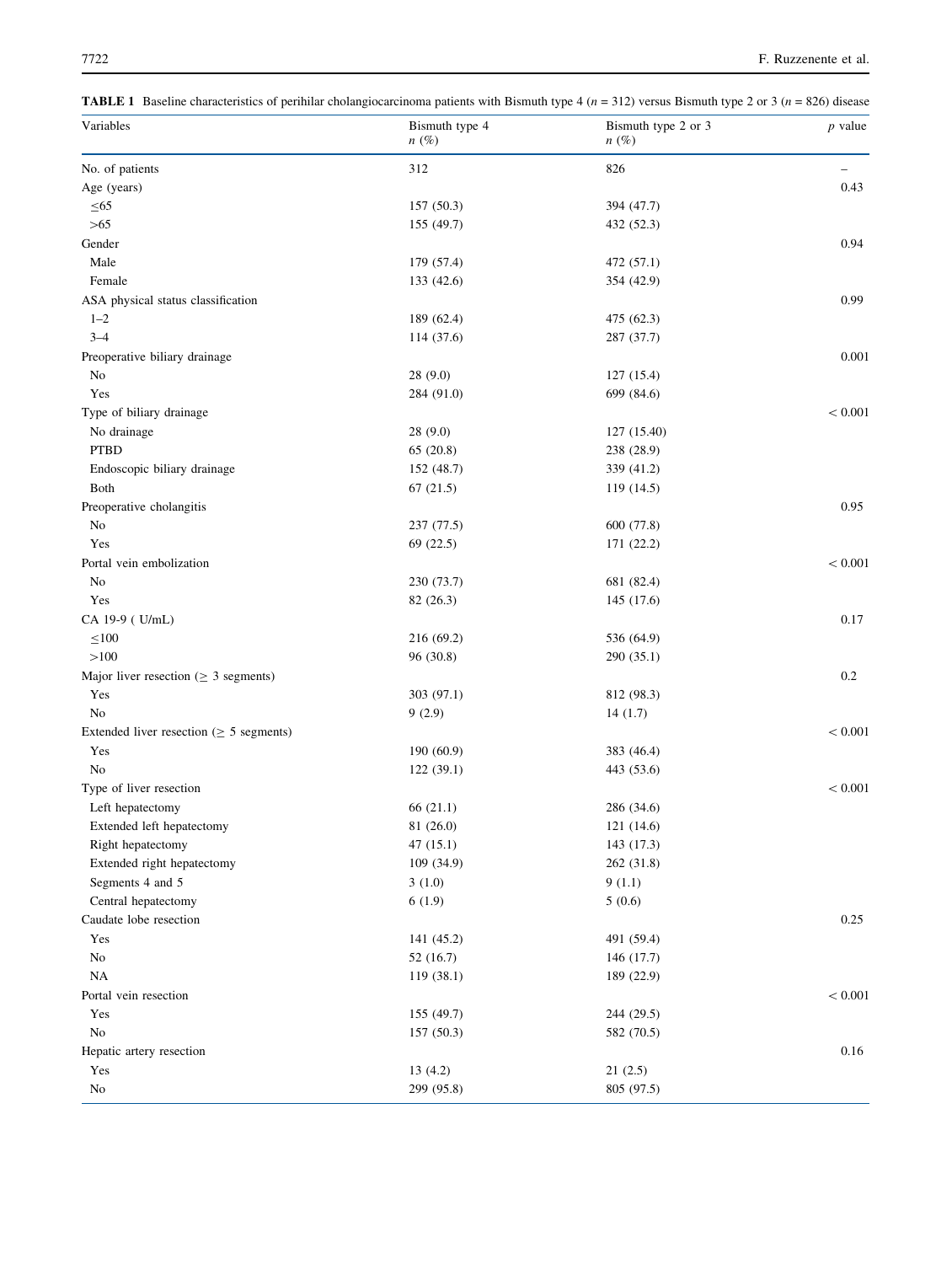**TABLE 1** Baseline characteristics of perihilar cholangiocarcinoma patients with Bismuth type 4 ($n$ = 312) versus Bismuth type 2 or 3 ($n$ = 826) disease

| Variables | Bismuth type 4 $n$ (%) | Bismuth type 2 or 3 $n$ (%) | $p$ value |
|---|---|---|---|
| No. of patients | 312 | 826 | – |
| Age (years) | | | 0.43 |
| ≤65 | 157 (50.3) | 394 (47.7) | |
| >65 | 155 (49.7) | 432 (52.3) | |
| Gender | | | 0.94 |
| Male | 179 (57.4) | 472 (57.1) | |
| Female | 133 (42.6) | 354 (42.9) | |
| ASA physical status classification | | | 0.99 |
| 1–2 | 189 (62.4) | 475 (62.3) | |
| 3–4 | 114 (37.6) | 287 (37.7) | |
| Preoperative biliary drainage | | | 0.001 |
| No | 28 (9.0) | 127 (15.4) | |
| Yes | 284 (91.0) | 699 (84.6) | |
| Type of biliary drainage | | | < 0.001 |
| No drainage | 28 (9.0) | 127 (15.40) | |
| PTBD | 65 (20.8) | 238 (28.9) | |
| Endoscopic biliary drainage | 152 (48.7) | 339 (41.2) | |
| Both | 67 (21.5) | 119 (14.5) | |
| Preoperative cholangitis | | | 0.95 |
| No | 237 (77.5) | 600 (77.8) | |
| Yes | 69 (22.5) | 171 (22.2) | |
| Portal vein embolization | | | < 0.001 |
| No | 230 (73.7) | 681 (82.4) | |
| Yes | 82 (26.3) | 145 (17.6) | |
| CA 19-9 ( U/mL) | | | 0.17 |
| ≤100 | 216 (69.2) | 536 (64.9) | |
| >100 | 96 (30.8) | 290 (35.1) | |
| Major liver resection (≥ 3 segments) | | | 0.2 |
| Yes | 303 (97.1) | 812 (98.3) | |
| No | 9 (2.9) | 14 (1.7) | |
| Extended liver resection (≥ 5 segments) | | | < 0.001 |
| Yes | 190 (60.9) | 383 (46.4) | |
| No | 122 (39.1) | 443 (53.6) | |
| Type of liver resection | | | < 0.001 |
| Left hepatectomy | 66 (21.1) | 286 (34.6) | |
| Extended left hepatectomy | 81 (26.0) | 121 (14.6) | |
| Right hepatectomy | 47 (15.1) | 143 (17.3) | |
| Extended right hepatectomy | 109 (34.9) | 262 (31.8) | |
| Segments 4 and 5 | 3 (1.0) | 9 (1.1) | |
| Central hepatectomy | 6 (1.9) | 5 (0.6) | |
| Caudate lobe resection | | | 0.25 |
| Yes | 141 (45.2) | 491 (59.4) | |
| No | 52 (16.7) | 146 (17.7) | |
| NA | 119 (38.1) | 189 (22.9) | |
| Portal vein resection | | | < 0.001 |
| Yes | 155 (49.7) | 244 (29.5) | |
| No | 157 (50.3) | 582 (70.5) | |
| Hepatic artery resection | | | 0.16 |
| Yes | 13 (4.2) | 21 (2.5) | |
| No | 299 (95.8) | 805 (97.5) | |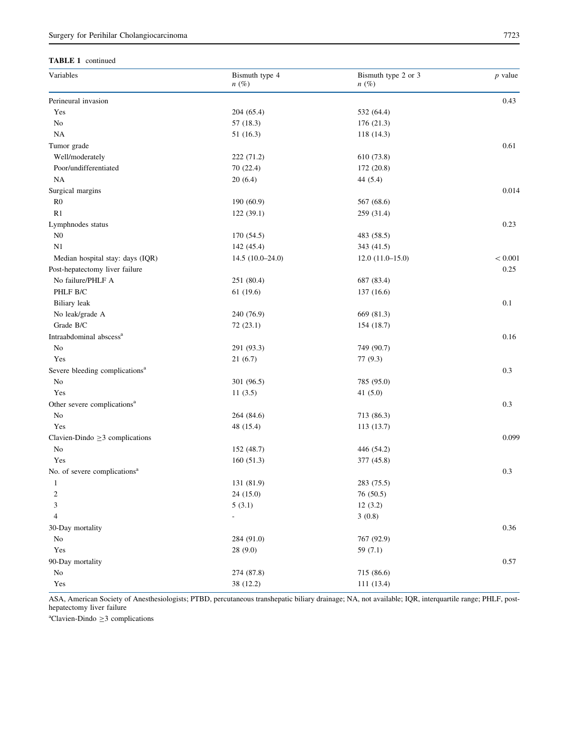**TABLE 1** continued

| Variables | Bismuth type 4 $n$ (%) | Bismuth type 2 or 3 $n$ (%) | $p$ value |
|---|---|---|---|
| Perineural invasion | | | 0.43 |
| Yes | 204 (65.4) | 532 (64.4) | |
| No | 57 (18.3) | 176 (21.3) | |
| NA | 51 (16.3) | 118 (14.3) | |
| Tumor grade | | | 0.61 |
| Well/moderately | 222 (71.2) | 610 (73.8) | |
| Poor/undifferentiated | 70 (22.4) | 172 (20.8) | |
| NA | 20 (6.4) | 44 (5.4) | |
| Surgical margins | | | 0.014 |
| R0 | 190 (60.9) | 567 (68.6) | |
| R1 | 122 (39.1) | 259 (31.4) | |
| Lymphnodes status | | | 0.23 |
| N0 | 170 (54.5) | 483 (58.5) | |
| N1 | 142 (45.4) | 343 (41.5) | |
| Median hospital stay: days (IQR) | 14.5 (10.0–24.0) | 12.0 (11.0–15.0) | < 0.001 |
| Post-hepatectomy liver failure | | | 0.25 |
| No failure/PHLF A | 251 (80.4) | 687 (83.4) | |
| PHLF B/C | 61 (19.6) | 137 (16.6) | |
| Biliary leak | | | 0.1 |
| No leak/grade A | 240 (76.9) | 669 (81.3) | |
| Grade B/C | 72 (23.1) | 154 (18.7) | |
| Intraabdominal abscess[a] | | | 0.16 |
| No | 291 (93.3) | 749 (90.7) | |
| Yes | 21 (6.7) | 77 (9.3) | |
| Severe bleeding complications[a] | | | 0.3 |
| No | 301 (96.5) | 785 (95.0) | |
| Yes | 11 (3.5) | 41 (5.0) | |
| Other severe complications[a] | | | 0.3 |
| No | 264 (84.6) | 713 (86.3) | |
| Yes | 48 (15.4) | 113 (13.7) | |
| Clavien-Dindo $\geq$3 complications | | | 0.099 |
| No | 152 (48.7) | 446 (54.2) | |
| Yes | 160 (51.3) | 377 (45.8) | |
| No. of severe complications[a] | | | 0.3 |
| 1 | 131 (81.9) | 283 (75.5) | |
| 2 | 24 (15.0) | 76 (50.5) | |
| 3 | 5 (3.1) | 12 (3.2) | |
| 4 | - | 3 (0.8) | |
| 30-Day mortality | | | 0.36 |
| No | 284 (91.0) | 767 (92.9) | |
| Yes | 28 (9.0) | 59 (7.1) | |
| 90-Day mortality | | | 0.57 |
| No | 274 (87.8) | 715 (86.6) | |
| Yes | 38 (12.2) | 111 (13.4) | |

ASA, American Society of Anesthesiologists; PTBD, percutaneous transhepatic biliary drainage; NA, not available; IQR, interquartile range; PHLF, post-hepatectomy liver failure

[a]Clavien-Dindo $\geq$3 complications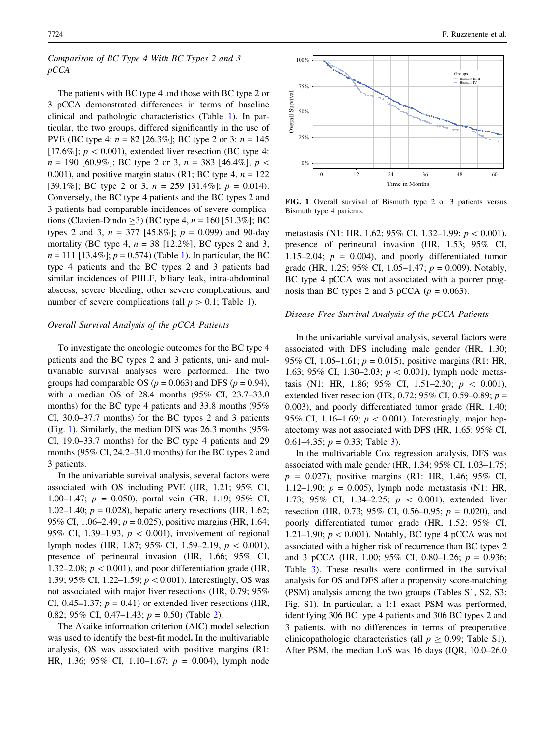### *Comparison of BC Type 4 With BC Types 2 and 3 pCCA*

The patients with BC type 4 and those with BC type 2 or 3 pCCA demonstrated differences in terms of baseline clinical and pathologic characteristics (Table 1). In particular, the two groups, differed significantly in the use of PVE (BC type 4: $n = 82$ [26.3%]; BC type 2 or 3: $n = 145$ [17.6%]; $p < 0.001$), extended liver resection (BC type 4: $n = 190$ [60.9%]; BC type 2 or 3, $n = 383$ [46.4%]; $p < 0.001$), and positive margin status (R1; BC type 4, $n = 122$ [39.1%]; BC type 2 or 3, $n = 259$ [31.4%]; $p = 0.014$). Conversely, the BC type 4 patients and the BC types 2 and 3 patients had comparable incidences of severe complications (Clavien-Dindo $\geq 3$) (BC type 4, $n = 160$ [51.3%]; BC types 2 and 3, $n = 377$ [45.8%]; $p = 0.099$) and 90-day mortality (BC type 4, $n = 38$ [12.2%]; BC types 2 and 3, $n = 111$ [13.4%]; $p = 0.574$) (Table 1). In particular, the BC type 4 patients and the BC types 2 and 3 patients had similar incidences of PHLF, biliary leak, intra-abdominal abscess, severe bleeding, other severe complications, and number of severe complications (all $p > 0.1$; Table 1).

### *Overall Survival Analysis of the pCCA Patients*

To investigate the oncologic outcomes for the BC type 4 patients and the BC types 2 and 3 patients, uni- and multivariable survival analyses were performed. The two groups had comparable OS ($p = 0.063$) and DFS ($p = 0.94$), with a median OS of 28.4 months (95% CI, 23.7–33.0 months) for the BC type 4 patients and 33.8 months (95% CI, 30.0–37.7 months) for the BC types 2 and 3 patients (Fig. 1). Similarly, the median DFS was 26.3 months (95% CI, 19.0–33.7 months) for the BC type 4 patients and 29 months (95% CI, 24.2–31.0 months) for the BC types 2 and 3 patients.

In the univariable survival analysis, several factors were associated with OS including PVE (HR, 1.21; 95% CI, 1.00–1.47; $p = 0.050$), portal vein (HR, 1.19; 95% CI, 1.02–1.40; $p = 0.028$), hepatic artery resections (HR, 1.62; 95% CI, 1.06–2.49; $p = 0.025$), positive margins (HR, 1.64; 95% CI, 1.39–1.93, $p < 0.001$), involvement of regional lymph nodes (HR, 1.87; 95% CI, 1.59–2.19, $p < 0.001$), presence of perineural invasion (HR, 1.66; 95% CI, 1.32–2.08; $p < 0.001$), and poor differentiation grade (HR, 1.39; 95% CI, 1.22–1.59; $p < 0.001$). Interestingly, OS was not associated with major liver resections (HR, 0.79; 95% CI, 0.45–1.37; $p = 0.41$) or extended liver resections (HR, 0.82; 95% CI, 0.47–1.43; $p = 0.50$) (Table 2).

The Akaike information criterion (AIC) model selection was used to identify the best-fit model**.** In the multivariable analysis, OS was associated with positive margins (R1: HR, 1.36; 95% CI, 1.10–1.67; $p = 0.004$), lymph node metastasis (N1: HR, 1.62; 95% CI, 1.32–1.99; $p < 0.001$), presence of perineural invasion (HR, 1.53; 95% CI, 1.15–2.04; $p = 0.004$), and poorly differentiated tumor grade (HR, 1.25; 95% CI, 1.05–1.47; $p = 0.009$). Notably, BC type 4 pCCA was not associated with a poorer prognosis than BC types 2 and 3 pCCA ($p = 0.063$).

**FIG. 1** Overall survival of Bismuth type 2 or 3 patients versus Bismuth type 4 patients.

### *Disease-Free Survival Analysis of the pCCA Patients*

In the univariable survival analysis, several factors were associated with DFS including male gender (HR, 1.30; 95% CI, 1.05–1.61; $p = 0.015$), positive margins (R1: HR, 1.63; 95% CI, 1.30–2.03; $p < 0.001$), lymph node metastasis (N1: HR, 1.86; 95% CI, 1.51–2.30; $p < 0.001$), extended liver resection (HR, 0.72; 95% CI, 0.59–0.89; $p = 0.003$), and poorly differentiated tumor grade (HR, 1.40; 95% CI, 1.16–1.69; $p < 0.001$). Interestingly, major hepatectomy was not associated with DFS (HR, 1.65; 95% CI, 0.61–4.35; $p = 0.33$; Table 3).

In the multivariable Cox regression analysis, DFS was associated with male gender (HR, 1.34; 95% CI, 1.03–1.75; $p = 0.027$), positive margins (R1: HR, 1.46; 95% CI, 1.12–1.90; $p = 0.005$), lymph node metastasis (N1: HR, 1.73; 95% CI, 1.34–2.25; $p < 0.001$), extended liver resection (HR, 0.73; 95% CI, 0.56–0.95; $p = 0.020$), and poorly differentiated tumor grade (HR, 1.52; 95% CI, 1.21–1.90; $p < 0.001$). Notably, BC type 4 pCCA was not associated with a higher risk of recurrence than BC types 2 and 3 pCCA (HR, 1.00; 95% CI, 0.80–1.26; $p = 0.936$; Table 3). These results were confirmed in the survival analysis for OS and DFS after a propensity score-matching (PSM) analysis among the two groups (Tables S1, S2, S3; Fig. S1). In particular, a 1:1 exact PSM was performed, identifying 306 BC type 4 patients and 306 BC types 2 and 3 patients, with no differences in terms of preoperative clinicopathologic characteristics (all $p \geq 0.99$; Table S1). After PSM, the median LoS was 16 days (IQR, 10.0–26.0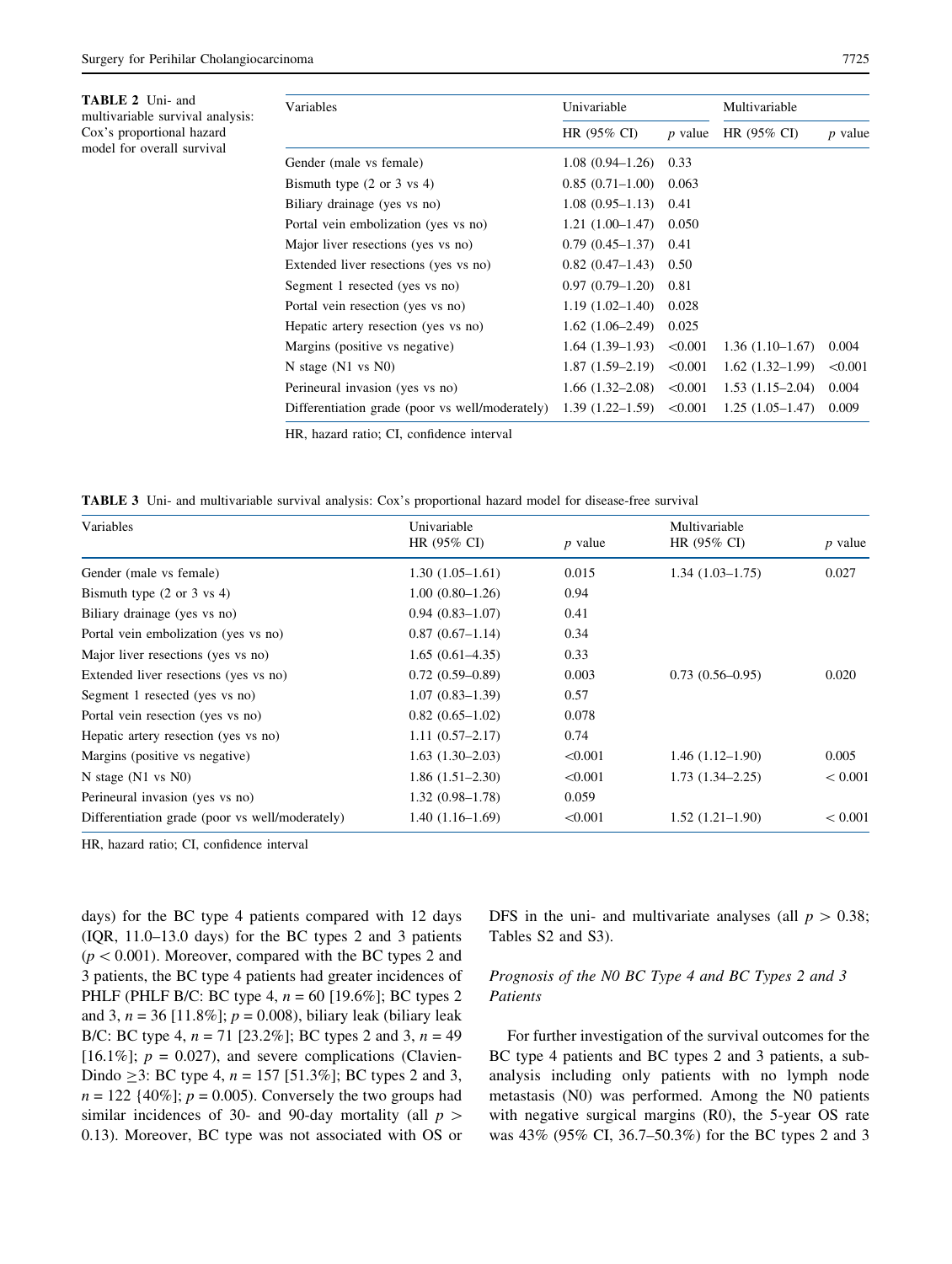**TABLE 2** Uni- and multivariable survival analysis: Cox's proportional hazard model for overall survival

| Variables | Univariable | | Multivariable | |
|---|---|---|---|---|
| | HR (95% CI) | *p* value | HR (95% CI) | *p* value |
| Gender (male vs female) | 1.08 (0.94–1.26) | 0.33 | | |
| Bismuth type (2 or 3 vs 4) | 0.85 (0.71–1.00) | 0.063 | | |
| Biliary drainage (yes vs no) | 1.08 (0.95–1.13) | 0.41 | | |
| Portal vein embolization (yes vs no) | 1.21 (1.00–1.47) | 0.050 | | |
| Major liver resections (yes vs no) | 0.79 (0.45–1.37) | 0.41 | | |
| Extended liver resections (yes vs no) | 0.82 (0.47–1.43) | 0.50 | | |
| Segment 1 resected (yes vs no) | 0.97 (0.79–1.20) | 0.81 | | |
| Portal vein resection (yes vs no) | 1.19 (1.02–1.40) | 0.028 | | |
| Hepatic artery resection (yes vs no) | 1.62 (1.06–2.49) | 0.025 | | |
| Margins (positive vs negative) | 1.64 (1.39–1.93) | <0.001 | 1.36 (1.10–1.67) | 0.004 |
| N stage (N1 vs N0) | 1.87 (1.59–2.19) | <0.001 | 1.62 (1.32–1.99) | <0.001 |
| Perineural invasion (yes vs no) | 1.66 (1.32–2.08) | <0.001 | 1.53 (1.15–2.04) | 0.004 |
| Differentiation grade (poor vs well/moderately) | 1.39 (1.22–1.59) | <0.001 | 1.25 (1.05–1.47) | 0.009 |

HR, hazard ratio; CI, confidence interval

**TABLE 3** Uni- and multivariable survival analysis: Cox's proportional hazard model for disease-free survival

| Variables | Univariable HR (95% CI) | *p* value | Multivariable HR (95% CI) | *p* value |
|---|---|---|---|---|
| Gender (male vs female) | 1.30 (1.05–1.61) | 0.015 | 1.34 (1.03–1.75) | 0.027 |
| Bismuth type (2 or 3 vs 4) | 1.00 (0.80–1.26) | 0.94 | | |
| Biliary drainage (yes vs no) | 0.94 (0.83–1.07) | 0.41 | | |
| Portal vein embolization (yes vs no) | 0.87 (0.67–1.14) | 0.34 | | |
| Major liver resections (yes vs no) | 1.65 (0.61–4.35) | 0.33 | | |
| Extended liver resections (yes vs no) | 0.72 (0.59–0.89) | 0.003 | 0.73 (0.56–0.95) | 0.020 |
| Segment 1 resected (yes vs no) | 1.07 (0.83–1.39) | 0.57 | | |
| Portal vein resection (yes vs no) | 0.82 (0.65–1.02) | 0.078 | | |
| Hepatic artery resection (yes vs no) | 1.11 (0.57–2.17) | 0.74 | | |
| Margins (positive vs negative) | 1.63 (1.30–2.03) | <0.001 | 1.46 (1.12–1.90) | 0.005 |
| N stage (N1 vs N0) | 1.86 (1.51–2.30) | <0.001 | 1.73 (1.34–2.25) | < 0.001 |
| Perineural invasion (yes vs no) | 1.32 (0.98–1.78) | 0.059 | | |
| Differentiation grade (poor vs well/moderately) | 1.40 (1.16–1.69) | <0.001 | 1.52 (1.21–1.90) | < 0.001 |

HR, hazard ratio; CI, confidence interval

days) for the BC type 4 patients compared with 12 days (IQR, 11.0–13.0 days) for the BC types 2 and 3 patients ($p < 0.001$). Moreover, compared with the BC types 2 and 3 patients, the BC type 4 patients had greater incidences of PHLF (PHLF B/C: BC type 4, $n = 60$ [19.6%]; BC types 2 and 3, $n = 36$ [11.8%]; $p = 0.008$), biliary leak (biliary leak B/C: BC type 4, $n = 71$ [23.2%]; BC types 2 and 3, $n = 49$ [16.1%]; $p = 0.027$), and severe complications (Clavien-Dindo $\geq 3$: BC type 4, $n = 157$ [51.3%]; BC types 2 and 3, $n = 122$ {40%]; $p = 0.005$). Conversely the two groups had similar incidences of 30- and 90-day mortality (all $p > 0.13$). Moreover, BC type was not associated with OS or DFS in the uni- and multivariate analyses (all $p > 0.38$; Tables S2 and S3).

### *Prognosis of the N0 BC Type 4 and BC Types 2 and 3 Patients*

For further investigation of the survival outcomes for the BC type 4 patients and BC types 2 and 3 patients, a subanalysis including only patients with no lymph node metastasis (N0) was performed. Among the N0 patients with negative surgical margins (R0), the 5-year OS rate was 43% (95% CI, 36.7–50.3%) for the BC types 2 and 3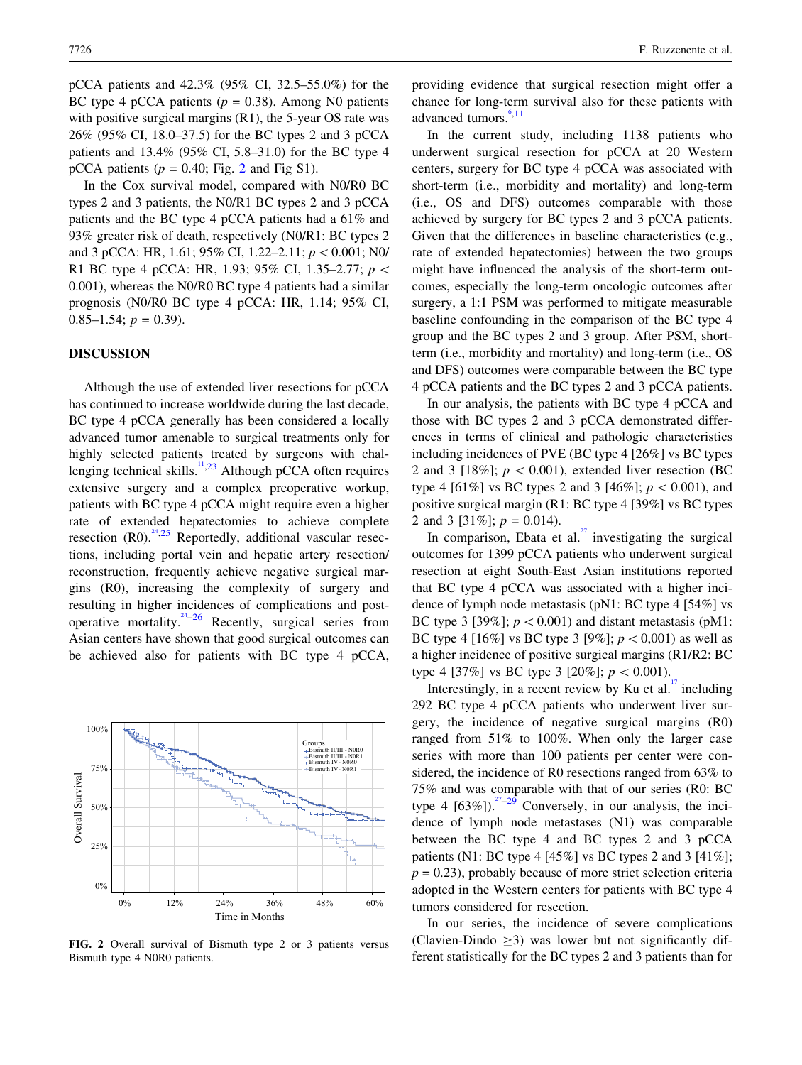pCCA patients and 42.3% (95% CI, 32.5–55.0%) for the BC type 4 pCCA patients ($p = 0.38$). Among N0 patients with positive surgical margins (R1), the 5-year OS rate was 26% (95% CI, 18.0–37.5) for the BC types 2 and 3 pCCA patients and 13.4% (95% CI, 5.8–31.0) for the BC type 4 pCCA patients ($p = 0.40$; Fig. 2 and Fig S1).

In the Cox survival model, compared with N0/R0 BC types 2 and 3 patients, the N0/R1 BC types 2 and 3 pCCA patients and the BC type 4 pCCA patients had a 61% and 93% greater risk of death, respectively (N0/R1: BC types 2 and 3 pCCA: HR, 1.61; 95% CI, 1.22–2.11; $p < 0.001$; N0/R1 BC type 4 pCCA: HR, 1.93; 95% CI, 1.35–2.77; $p < 0.001$), whereas the N0/R0 BC type 4 patients had a similar prognosis (N0/R0 BC type 4 pCCA: HR, 1.14; 95% CI, 0.85–1.54; $p = 0.39$).

## DISCUSSION

Although the use of extended liver resections for pCCA has continued to increase worldwide during the last decade, BC type 4 pCCA generally has been considered a locally advanced tumor amenable to surgical treatments only for highly selected patients treated by surgeons with challenging technical skills.[11,23] Although pCCA often requires extensive surgery and a complex preoperative workup, patients with BC type 4 pCCA might require even a higher rate of extended hepatectomies to achieve complete resection (R0).[24,25] Reportedly, additional vascular resections, including portal vein and hepatic artery resection/reconstruction, frequently achieve negative surgical margins (R0), increasing the complexity of surgery and resulting in higher incidences of complications and postoperative mortality.[24–26] Recently, surgical series from Asian centers have shown that good surgical outcomes can be achieved also for patients with BC type 4 pCCA, providing evidence that surgical resection might offer a chance for long-term survival also for these patients with advanced tumors.[6,11]

FIG. 2 Overall survival of Bismuth type 2 or 3 patients versus Bismuth type 4 N0R0 patients.

In the current study, including 1138 patients who underwent surgical resection for pCCA at 20 Western centers, surgery for BC type 4 pCCA was associated with short-term (i.e., morbidity and mortality) and long-term (i.e., OS and DFS) outcomes comparable with those achieved by surgery for BC types 2 and 3 pCCA patients. Given that the differences in baseline characteristics (e.g., rate of extended hepatectomies) between the two groups might have influenced the analysis of the short-term outcomes, especially the long-term oncologic outcomes after surgery, a 1:1 PSM was performed to mitigate measurable baseline confounding in the comparison of the BC type 4 group and the BC types 2 and 3 group. After PSM, short-term (i.e., morbidity and mortality) and long-term (i.e., OS and DFS) outcomes were comparable between the BC type 4 pCCA patients and the BC types 2 and 3 pCCA patients.

In our analysis, the patients with BC type 4 pCCA and those with BC types 2 and 3 pCCA demonstrated differences in terms of clinical and pathologic characteristics including incidences of PVE (BC type 4 [26%] vs BC types 2 and 3 [18%]; $p < 0.001$), extended liver resection (BC type 4 [61%] vs BC types 2 and 3 [46%]; $p < 0.001$), and positive surgical margin (R1: BC type 4 [39%] vs BC types 2 and 3 [31%]; $p = 0.014$).

In comparison, Ebata et al.[27] investigating the surgical outcomes for 1399 pCCA patients who underwent surgical resection at eight South-East Asian institutions reported that BC type 4 pCCA was associated with a higher incidence of lymph node metastasis (pN1: BC type 4 [54%] vs BC type 3 [39%]; $p < 0.001$) and distant metastasis (pM1: BC type 4 [16%] vs BC type 3 [9%]; $p < 0{,}001$) as well as a higher incidence of positive surgical margins (R1/R2: BC type 4 [37%] vs BC type 3 [20%]; $p < 0.001$).

Interestingly, in a recent review by Ku et al.[17] including 292 BC type 4 pCCA patients who underwent liver surgery, the incidence of negative surgical margins (R0) ranged from 51% to 100%. When only the larger case series with more than 100 patients per center were considered, the incidence of R0 resections ranged from 63% to 75% and was comparable with that of our series (R0: BC type 4 [63%]).[27–29] Conversely, in our analysis, the incidence of lymph node metastases (N1) was comparable between the BC type 4 and BC types 2 and 3 pCCA patients (N1: BC type 4 [45%] vs BC types 2 and 3 [41%]; $p = 0.23$), probably because of more strict selection criteria adopted in the Western centers for patients with BC type 4 tumors considered for resection.

In our series, the incidence of severe complications (Clavien-Dindo $\geq 3$) was lower but not significantly different statistically for the BC types 2 and 3 patients than for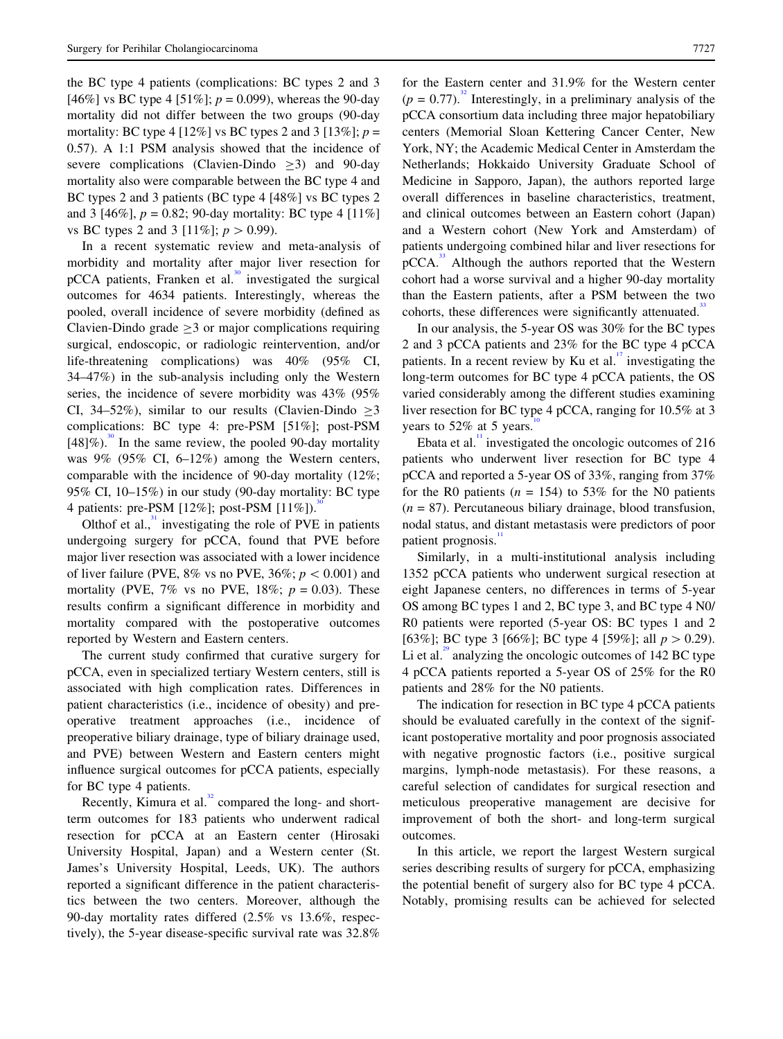the BC type 4 patients (complications: BC types 2 and 3 [46%] vs BC type 4 [51%]; $p = 0.099$), whereas the 90-day mortality did not differ between the two groups (90-day mortality: BC type 4 [12%] vs BC types 2 and 3 [13%]; $p = 0.57$). A 1:1 PSM analysis showed that the incidence of severe complications (Clavien-Dindo $\geq 3$) and 90-day mortality also were comparable between the BC type 4 and BC types 2 and 3 patients (BC type 4 [48%] vs BC types 2 and 3 [46%], $p = 0.82$; 90-day mortality: BC type 4 [11%] vs BC types 2 and 3 [11%]; $p > 0.99$).

In a recent systematic review and meta-analysis of morbidity and mortality after major liver resection for pCCA patients, Franken et al.[30] investigated the surgical outcomes for 4634 patients. Interestingly, whereas the pooled, overall incidence of severe morbidity (defined as Clavien-Dindo grade $\geq 3$ or major complications requiring surgical, endoscopic, or radiologic reintervention, and/or life-threatening complications) was 40% (95% CI, 34–47%) in the sub-analysis including only the Western series, the incidence of severe morbidity was 43% (95% CI, 34–52%), similar to our results (Clavien-Dindo $\geq 3$ complications: BC type 4: pre-PSM [51%]; post-PSM [48%]).[30] In the same review, the pooled 90-day mortality was 9% (95% CI, 6–12%) among the Western centers, comparable with the incidence of 90-day mortality (12%; 95% CI, 10–15%) in our study (90-day mortality: BC type 4 patients: pre-PSM [12%]; post-PSM [11%]).[30]

Olthof et al.,[31] investigating the role of PVE in patients undergoing surgery for pCCA, found that PVE before major liver resection was associated with a lower incidence of liver failure (PVE, 8% vs no PVE, 36%; $p < 0.001$) and mortality (PVE, 7% vs no PVE, 18%; $p = 0.03$). These results confirm a significant difference in morbidity and mortality compared with the postoperative outcomes reported by Western and Eastern centers.

The current study confirmed that curative surgery for pCCA, even in specialized tertiary Western centers, still is associated with high complication rates. Differences in patient characteristics (i.e., incidence of obesity) and preoperative treatment approaches (i.e., incidence of preoperative biliary drainage, type of biliary drainage used, and PVE) between Western and Eastern centers might influence surgical outcomes for pCCA patients, especially for BC type 4 patients.

Recently, Kimura et al.[32] compared the long- and short-term outcomes for 183 patients who underwent radical resection for pCCA at an Eastern center (Hirosaki University Hospital, Japan) and a Western center (St. James's University Hospital, Leeds, UK). The authors reported a significant difference in the patient characteristics between the two centers. Moreover, although the 90-day mortality rates differed (2.5% vs 13.6%, respectively), the 5-year disease-specific survival rate was 32.8% for the Eastern center and 31.9% for the Western center ($p = 0.77$).[32] Interestingly, in a preliminary analysis of the pCCA consortium data including three major hepatobiliary centers (Memorial Sloan Kettering Cancer Center, New York, NY; the Academic Medical Center in Amsterdam the Netherlands; Hokkaido University Graduate School of Medicine in Sapporo, Japan), the authors reported large overall differences in baseline characteristics, treatment, and clinical outcomes between an Eastern cohort (Japan) and a Western cohort (New York and Amsterdam) of patients undergoing combined hilar and liver resections for pCCA.[33] Although the authors reported that the Western cohort had a worse survival and a higher 90-day mortality than the Eastern patients, after a PSM between the two cohorts, these differences were significantly attenuated.[33]

In our analysis, the 5-year OS was 30% for the BC types 2 and 3 pCCA patients and 23% for the BC type 4 pCCA patients. In a recent review by Ku et al.[17] investigating the long-term outcomes for BC type 4 pCCA patients, the OS varied considerably among the different studies examining liver resection for BC type 4 pCCA, ranging for 10.5% at 3 years to 52% at 5 years.[10]

Ebata et al.[11] investigated the oncologic outcomes of 216 patients who underwent liver resection for BC type 4 pCCA and reported a 5-year OS of 33%, ranging from 37% for the R0 patients ($n = 154$) to 53% for the N0 patients ($n = 87$). Percutaneous biliary drainage, blood transfusion, nodal status, and distant metastasis were predictors of poor patient prognosis.[11]

Similarly, in a multi-institutional analysis including 1352 pCCA patients who underwent surgical resection at eight Japanese centers, no differences in terms of 5-year OS among BC types 1 and 2, BC type 3, and BC type 4 N0/R0 patients were reported (5-year OS: BC types 1 and 2 [63%]; BC type 3 [66%]; BC type 4 [59%]; all $p > 0.29$). Li et al.[29] analyzing the oncologic outcomes of 142 BC type 4 pCCA patients reported a 5-year OS of 25% for the R0 patients and 28% for the N0 patients.

The indication for resection in BC type 4 pCCA patients should be evaluated carefully in the context of the significant postoperative mortality and poor prognosis associated with negative prognostic factors (i.e., positive surgical margins, lymph-node metastasis). For these reasons, a careful selection of candidates for surgical resection and meticulous preoperative management are decisive for improvement of both the short- and long-term surgical outcomes.

In this article, we report the largest Western surgical series describing results of surgery for pCCA, emphasizing the potential benefit of surgery also for BC type 4 pCCA. Notably, promising results can be achieved for selected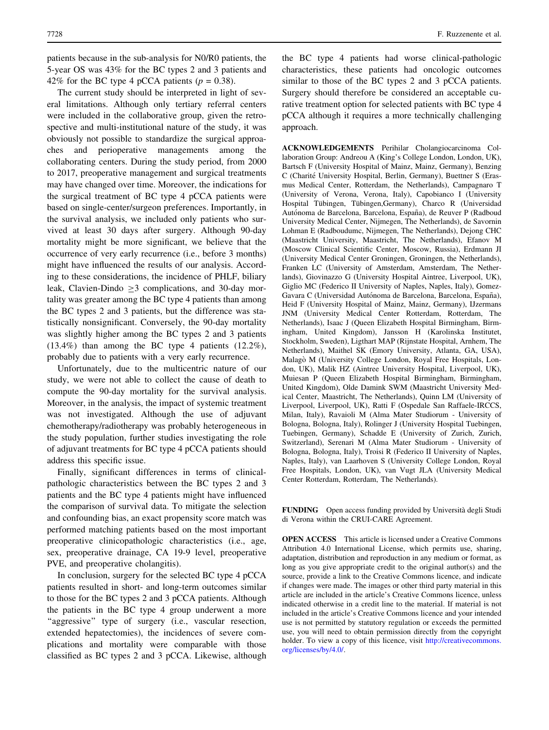patients because in the sub-analysis for N0/R0 patients, the 5-year OS was 43% for the BC types 2 and 3 patients and 42% for the BC type 4 pCCA patients ($p = 0.38$).

The current study should be interpreted in light of several limitations. Although only tertiary referral centers were included in the collaborative group, given the retrospective and multi-institutional nature of the study, it was obviously not possible to standardize the surgical approaches and perioperative managements among the collaborating centers. During the study period, from 2000 to 2017, preoperative management and surgical treatments may have changed over time. Moreover, the indications for the surgical treatment of BC type 4 pCCA patients were based on single-center/surgeon preferences. Importantly, in the survival analysis, we included only patients who survived at least 30 days after surgery. Although 90-day mortality might be more significant, we believe that the occurrence of very early recurrence (i.e., before 3 months) might have influenced the results of our analysis. According to these considerations, the incidence of PHLF, biliary leak, Clavien-Dindo $\geq 3$ complications, and 30-day mortality was greater among the BC type 4 patients than among the BC types 2 and 3 patients, but the difference was statistically nonsignificant. Conversely, the 90-day mortality was slightly higher among the BC types 2 and 3 patients (13.4%) than among the BC type 4 patients (12.2%), probably due to patients with a very early recurrence.

Unfortunately, due to the multicentric nature of our study, we were not able to collect the cause of death to compute the 90-day mortality for the survival analysis. Moreover, in the analysis, the impact of systemic treatment was not investigated. Although the use of adjuvant chemotherapy/radiotherapy was probably heterogeneous in the study population, further studies investigating the role of adjuvant treatments for BC type 4 pCCA patients should address this specific issue.

Finally, significant differences in terms of clinical-pathologic characteristics between the BC types 2 and 3 patients and the BC type 4 patients might have influenced the comparison of survival data. To mitigate the selection and confounding bias, an exact propensity score match was performed matching patients based on the most important preoperative clinicopathologic characteristics (i.e., age, sex, preoperative drainage, CA 19-9 level, preoperative PVE, and preoperative cholangitis).

In conclusion, surgery for the selected BC type 4 pCCA patients resulted in short- and long-term outcomes similar to those for the BC types 2 and 3 pCCA patients. Although the patients in the BC type 4 group underwent a more "aggressive" type of surgery (i.e., vascular resection, extended hepatectomies), the incidences of severe complications and mortality were comparable with those classified as BC types 2 and 3 pCCA. Likewise, although the BC type 4 patients had worse clinical-pathologic characteristics, these patients had oncologic outcomes similar to those of the BC types 2 and 3 pCCA patients. Surgery should therefore be considered an acceptable curative treatment option for selected patients with BC type 4 pCCA although it requires a more technically challenging approach.

**ACKNOWLEDGEMENTS** Perihilar Cholangiocarcinoma Collaboration Group: Andreou A (King's College London, London, UK), Bartsch F (University Hospital of Mainz, Mainz, Germany), Benzing C (Charité University Hospital, Berlin, Germany), Buettner S (Erasmus Medical Center, Rotterdam, the Netherlands), Campagnaro T (University of Verona, Verona, Italy), Capobianco I (University Hospital Tübingen, Tübingen,Germany), Charco R (Universidad Autónoma de Barcelona, Barcelona, España), de Reuver P (Radboud University Medical Center, Nijmegen, The Netherlands), de Savornin Lohman E (Radboudumc, Nijmegen, The Netherlands), Dejong CHC (Maastricht University, Maastricht, The Netherlands), Efanov M (Moscow Clinical Scientific Center, Moscow, Russia), Erdmann JI (University Medical Center Groningen, Groningen, the Netherlands), Franken LC (University of Amsterdam, Amsterdam, The Netherlands), Giovinazzo G (University Hospital Aintree, Liverpool, UK), Giglio MC (Federico II University of Naples, Naples, Italy), Gomez-Gavara C (Universidad Autónoma de Barcelona, Barcelona, España), Heid F (University Hospital of Mainz, Mainz, Germany), IJzermans JNM (University Medical Center Rotterdam, Rotterdam, The Netherlands), Isaac J (Queen Elizabeth Hospital Birmingham, Birmingham, United Kingdom), Jansson H (Karolinska Institutet, Stockholm, Sweden), Ligthart MAP (Rijnstate Hospital, Arnhem, The Netherlands), Maithel SK (Emory University, Atlanta, GA, USA), Malagò M (University College London, Royal Free Hospitals, London, UK), Malik HZ (Aintree University Hospital, Liverpool, UK), Muiesan P (Queen Elizabeth Hospital Birmingham, Birmingham, United Kingdom), Olde Damink SWM (Maastricht University Medical Center, Maastricht, The Netherlands), Quinn LM (University of Liverpool, Liverpool, UK), Ratti F (Ospedale San Raffaele-IRCCS, Milan, Italy), Ravaioli M (Alma Mater Studiorum - University of Bologna, Bologna, Italy), Rolinger J (University Hospital Tuebingen, Tuebingen, Germany), Schadde E (University of Zurich, Zurich, Switzerland), Serenari M (Alma Mater Studiorum - University of Bologna, Bologna, Italy), Troisi R (Federico II University of Naples, Naples, Italy), van Laarhoven S (University College London, Royal Free Hospitals, London, UK), van Vugt JLA (University Medical Center Rotterdam, Rotterdam, The Netherlands).

**FUNDING** Open access funding provided by Università degli Studi di Verona within the CRUI-CARE Agreement.

**OPEN ACCESS** This article is licensed under a Creative Commons Attribution 4.0 International License, which permits use, sharing, adaptation, distribution and reproduction in any medium or format, as long as you give appropriate credit to the original author(s) and the source, provide a link to the Creative Commons licence, and indicate if changes were made. The images or other third party material in this article are included in the article's Creative Commons licence, unless indicated otherwise in a credit line to the material. If material is not included in the article's Creative Commons licence and your intended use is not permitted by statutory regulation or exceeds the permitted use, you will need to obtain permission directly from the copyright holder. To view a copy of this licence, visit http://creativecommons.org/licenses/by/4.0/.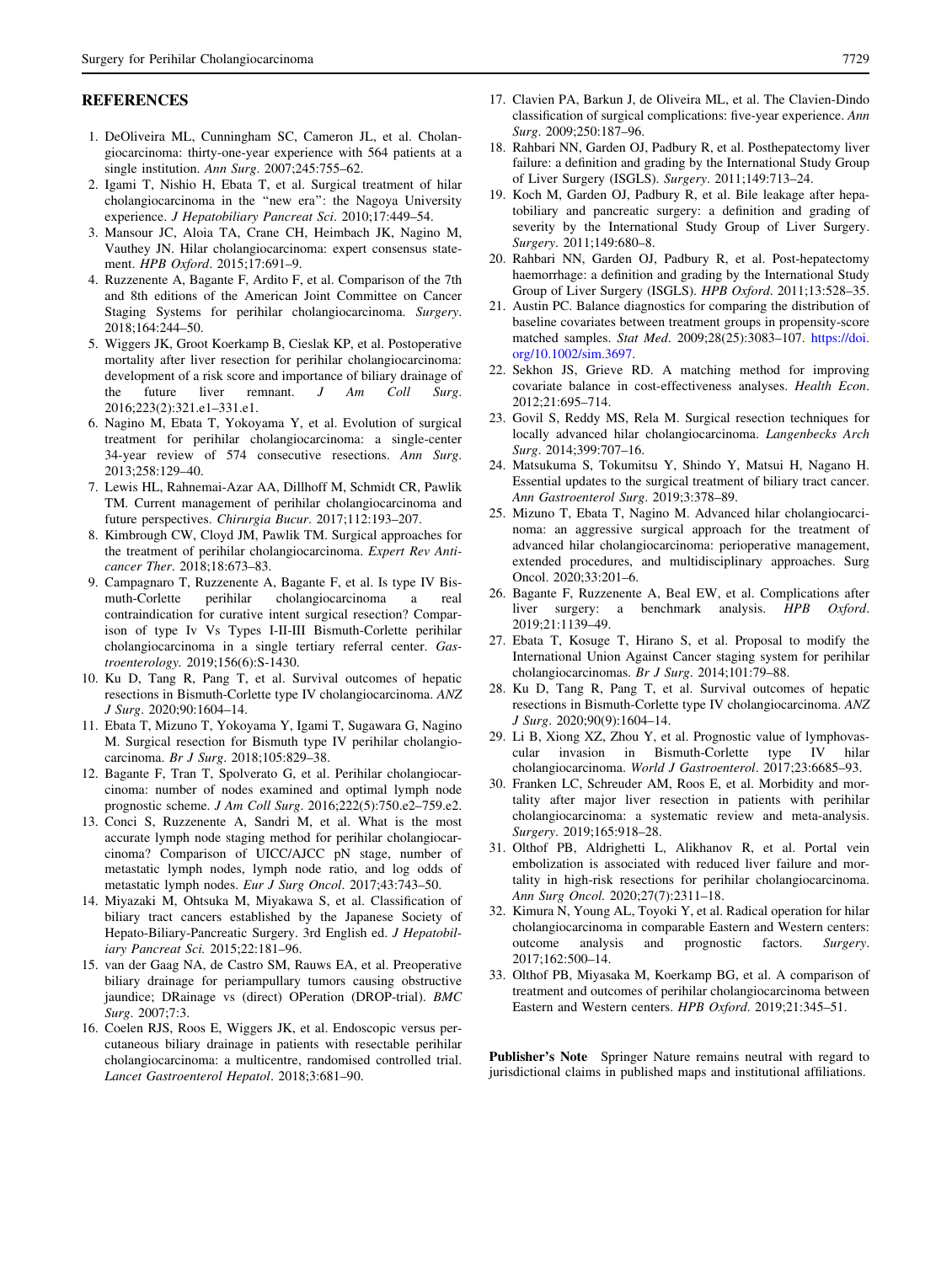## REFERENCES

1. DeOliveira ML, Cunningham SC, Cameron JL, et al. Cholangiocarcinoma: thirty-one-year experience with 564 patients at a single institution. *Ann Surg*. 2007;245:755–62.
2. Igami T, Nishio H, Ebata T, et al. Surgical treatment of hilar cholangiocarcinoma in the "new era": the Nagoya University experience. *J Hepatobiliary Pancreat Sci*. 2010;17:449–54.
3. Mansour JC, Aloia TA, Crane CH, Heimbach JK, Nagino M, Vauthey JN. Hilar cholangiocarcinoma: expert consensus statement. *HPB Oxford*. 2015;17:691–9.
4. Ruzzenente A, Bagante F, Ardito F, et al. Comparison of the 7th and 8th editions of the American Joint Committee on Cancer Staging Systems for perihilar cholangiocarcinoma. *Surgery*. 2018;164:244–50.
5. Wiggers JK, Groot Koerkamp B, Cieslak KP, et al. Postoperative mortality after liver resection for perihilar cholangiocarcinoma: development of a risk score and importance of biliary drainage of the future liver remnant. *J Am Coll Surg*. 2016;223(2):321.e1–331.e1.
6. Nagino M, Ebata T, Yokoyama Y, et al. Evolution of surgical treatment for perihilar cholangiocarcinoma: a single-center 34-year review of 574 consecutive resections. *Ann Surg*. 2013;258:129–40.
7. Lewis HL, Rahnemai-Azar AA, Dillhoff M, Schmidt CR, Pawlik TM. Current management of perihilar cholangiocarcinoma and future perspectives. *Chirurgia Bucur*. 2017;112:193–207.
8. Kimbrough CW, Cloyd JM, Pawlik TM. Surgical approaches for the treatment of perihilar cholangiocarcinoma. *Expert Rev Anticancer Ther*. 2018;18:673–83.
9. Campagnaro T, Ruzzenente A, Bagante F, et al. Is type IV Bismuth-Corlette perihilar cholangiocarcinoma a real contraindication for curative intent surgical resection? Comparison of type Iv Vs Types I-II-III Bismuth-Corlette perihilar cholangiocarcinoma in a single tertiary referral center. *Gastroenterology*. 2019;156(6):S-1430.
10. Ku D, Tang R, Pang T, et al. Survival outcomes of hepatic resections in Bismuth-Corlette type IV cholangiocarcinoma. *ANZ J Surg*. 2020;90:1604–14.
11. Ebata T, Mizuno T, Yokoyama Y, Igami T, Sugawara G, Nagino M. Surgical resection for Bismuth type IV perihilar cholangiocarcinoma. *Br J Surg*. 2018;105:829–38.
12. Bagante F, Tran T, Spolverato G, et al. Perihilar cholangiocarcinoma: number of nodes examined and optimal lymph node prognostic scheme. *J Am Coll Surg*. 2016;222(5):750.e2–759.e2.
13. Conci S, Ruzzenente A, Sandri M, et al. What is the most accurate lymph node staging method for perihilar cholangiocarcinoma? Comparison of UICC/AJCC pN stage, number of metastatic lymph nodes, lymph node ratio, and log odds of metastatic lymph nodes. *Eur J Surg Oncol*. 2017;43:743–50.
14. Miyazaki M, Ohtsuka M, Miyakawa S, et al. Classification of biliary tract cancers established by the Japanese Society of Hepato-Biliary-Pancreatic Surgery. 3rd English ed. *J Hepatobiliary Pancreat Sci.* 2015;22:181–96.
15. van der Gaag NA, de Castro SM, Rauws EA, et al. Preoperative biliary drainage for periampullary tumors causing obstructive jaundice; DRainage vs (direct) OPeration (DROP-trial). *BMC Surg*. 2007;7:3.
16. Coelen RJS, Roos E, Wiggers JK, et al. Endoscopic versus percutaneous biliary drainage in patients with resectable perihilar cholangiocarcinoma: a multicentre, randomised controlled trial. *Lancet Gastroenterol Hepatol*. 2018;3:681–90.
17. Clavien PA, Barkun J, de Oliveira ML, et al. The Clavien-Dindo classification of surgical complications: five-year experience. *Ann Surg*. 2009;250:187–96.
18. Rahbari NN, Garden OJ, Padbury R, et al. Posthepatectomy liver failure: a definition and grading by the International Study Group of Liver Surgery (ISGLS). *Surgery*. 2011;149:713–24.
19. Koch M, Garden OJ, Padbury R, et al. Bile leakage after hepatobiliary and pancreatic surgery: a definition and grading of severity by the International Study Group of Liver Surgery. *Surgery*. 2011;149:680–8.
20. Rahbari NN, Garden OJ, Padbury R, et al. Post-hepatectomy haemorrhage: a definition and grading by the International Study Group of Liver Surgery (ISGLS). *HPB Oxford*. 2011;13:528–35.
21. Austin PC. Balance diagnostics for comparing the distribution of baseline covariates between treatment groups in propensity-score matched samples. *Stat Med*. 2009;28(25):3083–107. https://doi.org/10.1002/sim.3697.
22. Sekhon JS, Grieve RD. A matching method for improving covariate balance in cost-effectiveness analyses. *Health Econ*. 2012;21:695–714.
23. Govil S, Reddy MS, Rela M. Surgical resection techniques for locally advanced hilar cholangiocarcinoma. *Langenbecks Arch Surg*. 2014;399:707–16.
24. Matsukuma S, Tokumitsu Y, Shindo Y, Matsui H, Nagano H. Essential updates to the surgical treatment of biliary tract cancer. *Ann Gastroenterol Surg*. 2019;3:378–89.
25. Mizuno T, Ebata T, Nagino M. Advanced hilar cholangiocarcinoma: an aggressive surgical approach for the treatment of advanced hilar cholangiocarcinoma: perioperative management, extended procedures, and multidisciplinary approaches. Surg Oncol. 2020;33:201–6.
26. Bagante F, Ruzzenente A, Beal EW, et al. Complications after liver surgery: a benchmark analysis. *HPB Oxford*. 2019;21:1139–49.
27. Ebata T, Kosuge T, Hirano S, et al. Proposal to modify the International Union Against Cancer staging system for perihilar cholangiocarcinomas. *Br J Surg*. 2014;101:79–88.
28. Ku D, Tang R, Pang T, et al. Survival outcomes of hepatic resections in Bismuth-Corlette type IV cholangiocarcinoma. *ANZ J Surg*. 2020;90(9):1604–14.
29. Li B, Xiong XZ, Zhou Y, et al. Prognostic value of lymphovascular invasion in Bismuth-Corlette type IV hilar cholangiocarcinoma. *World J Gastroenterol*. 2017;23:6685–93.
30. Franken LC, Schreuder AM, Roos E, et al. Morbidity and mortality after major liver resection in patients with perihilar cholangiocarcinoma: a systematic review and meta-analysis. *Surgery*. 2019;165:918–28.
31. Olthof PB, Aldrighetti L, Alikhanov R, et al. Portal vein embolization is associated with reduced liver failure and mortality in high-risk resections for perihilar cholangiocarcinoma. *Ann Surg Oncol.* 2020;27(7):2311–18.
32. Kimura N, Young AL, Toyoki Y, et al. Radical operation for hilar cholangiocarcinoma in comparable Eastern and Western centers: outcome analysis and prognostic factors. *Surgery*. 2017;162:500–14.
33. Olthof PB, Miyasaka M, Koerkamp BG, et al. A comparison of treatment and outcomes of perihilar cholangiocarcinoma between Eastern and Western centers. *HPB Oxford*. 2019;21:345–51.

**Publisher's Note** Springer Nature remains neutral with regard to jurisdictional claims in published maps and institutional affiliations.